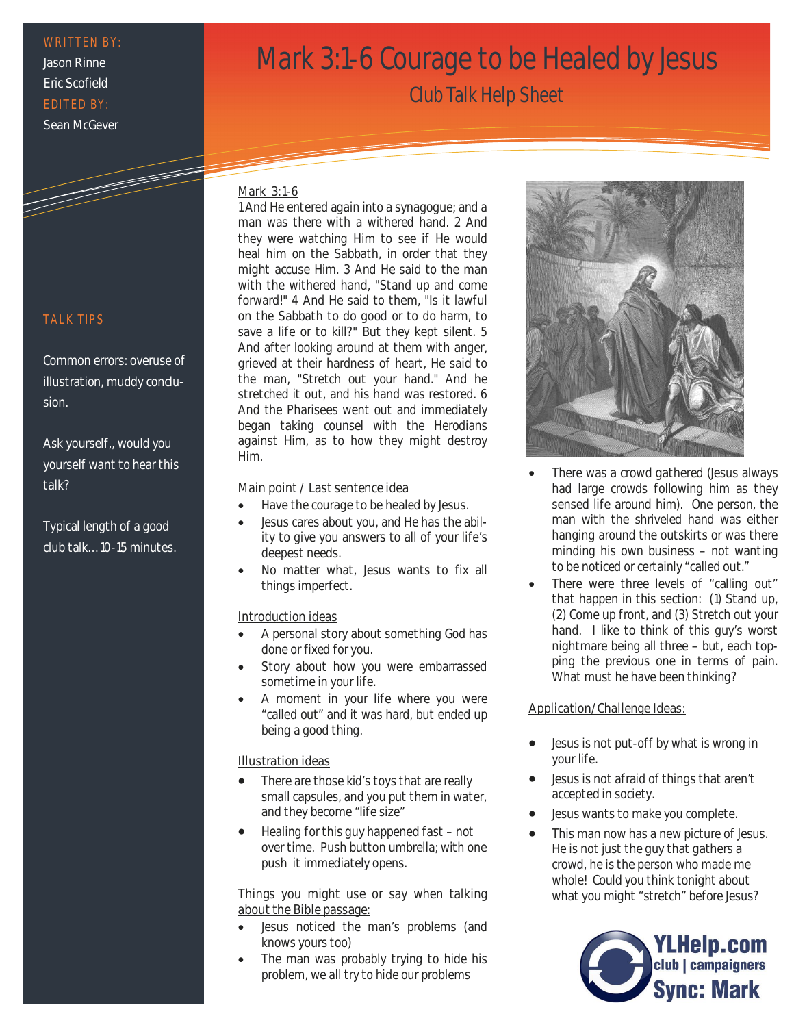# Mark 3:1-6 Courage to be Healed by Jesus

## Club Talk Help Sheet

WRITTEN BY:
Jason Rinne
Eric Scofield

EDITED BY:
Sean McGever

### TALK TIPS

Common errors: overuse of illustration, muddy conclusion.

Ask yourself,, would you yourself want to hear this talk?

Typical length of a good club talk… 10-15 minutes.

### Mark 3:1-6

1 And He entered again into a synagogue; and a man was there with a withered hand. 2 And they were watching Him to see if He would heal him on the Sabbath, in order that they might accuse Him. 3 And He said to the man with the withered hand, "Stand up and come forward!" 4 And He said to them, "Is it lawful on the Sabbath to do good or to do harm, to save a life or to kill?" But they kept silent. 5 And after looking around at them with anger, grieved at their hardness of heart, He said to the man, "Stretch out your hand." And he stretched it out, and his hand was restored. 6 And the Pharisees went out and immediately began taking counsel with the Herodians against Him, as to how they might destroy Him.

### Main point / Last sentence idea

- Have the courage to be healed by Jesus.
- Jesus cares about you, and He has the ability to give you answers to all of your life's deepest needs.
- No matter what, Jesus wants to fix all things imperfect.

### Introduction ideas

- A personal story about something God has done or fixed for you.
- Story about how you were embarrassed sometime in your life.
- A moment in your life where you were "called out" and it was hard, but ended up being a good thing.

### Illustration ideas

- There are those kid's toys that are really small capsules, and you put them in water, and they become "life size"
- Healing for this guy happened fast – not over time. Push button umbrella; with one push it immediately opens.

### Things you might use or say when talking about the Bible passage:

- Jesus noticed the man's problems (and knows yours too)
- The man was probably trying to hide his problem, we all try to hide our problems
- There was a crowd gathered (Jesus always had large crowds following him as they sensed life around him). One person, the man with the shriveled hand was either hanging around the outskirts or was there minding his own business – not wanting to be noticed or certainly "called out."
- There were three levels of "calling out" that happen in this section: (1) Stand up, (2) Come up front, and (3) Stretch out your hand. I like to think of this guy's worst nightmare being all three – but, each topping the previous one in terms of pain. What must he have been thinking?

### Application/Challenge Ideas:

- Jesus is not put-off by what is wrong in your life.
- Jesus is not afraid of things that aren't accepted in society.
- Jesus wants to make you complete.
- This man now has a new picture of Jesus. He is not just the guy that gathers a crowd, he is the person who made me whole! Could you think tonight about what you might "stretch" before Jesus?

YLHelp.com
club | campaigners
Sync: Mark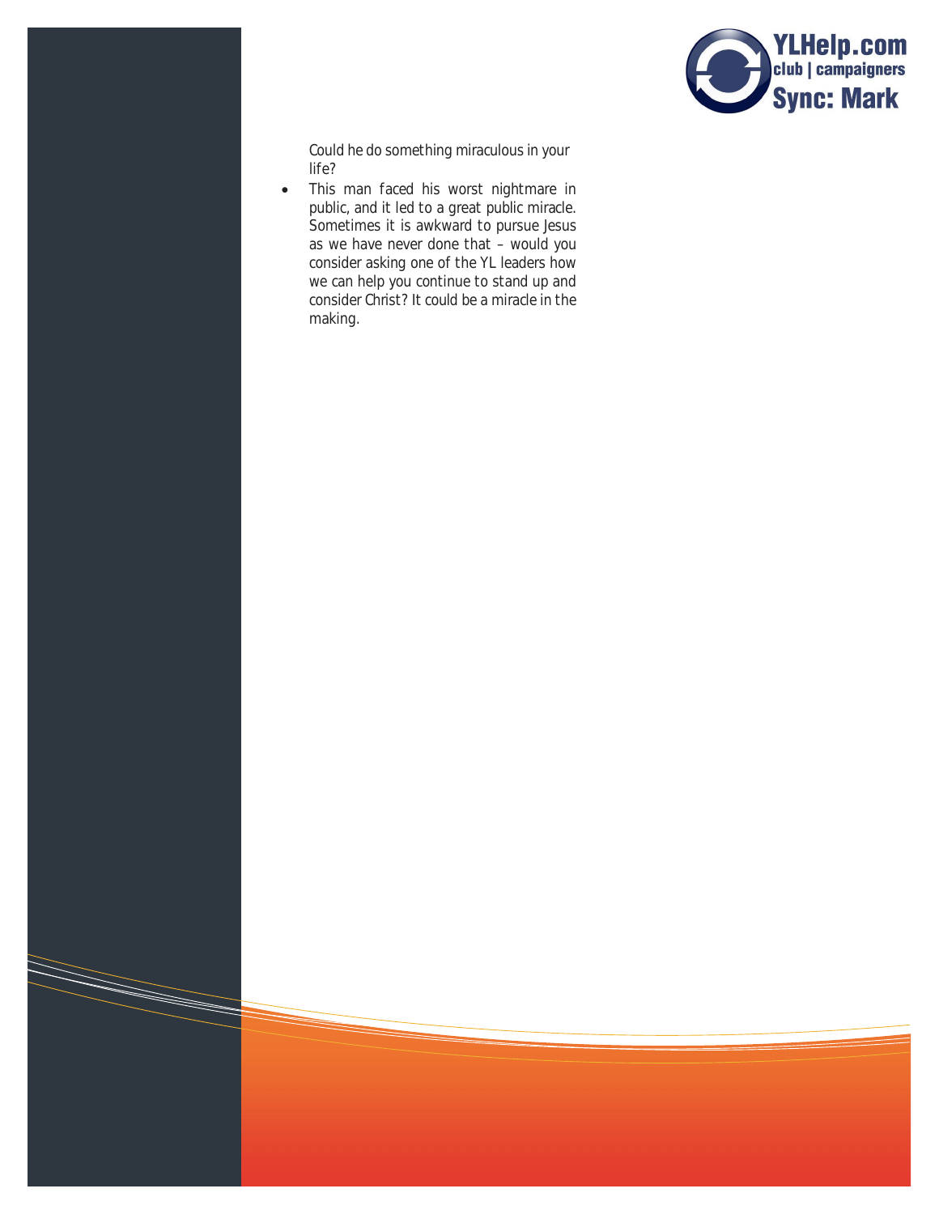Could he do something miraculous in your life?

- This man faced his worst nightmare in public, and it led to a great public miracle. Sometimes it is awkward to pursue Jesus as we have never done that – would you consider asking one of the YL leaders how we can help you continue to stand up and consider Christ? It could be a miracle in the making.